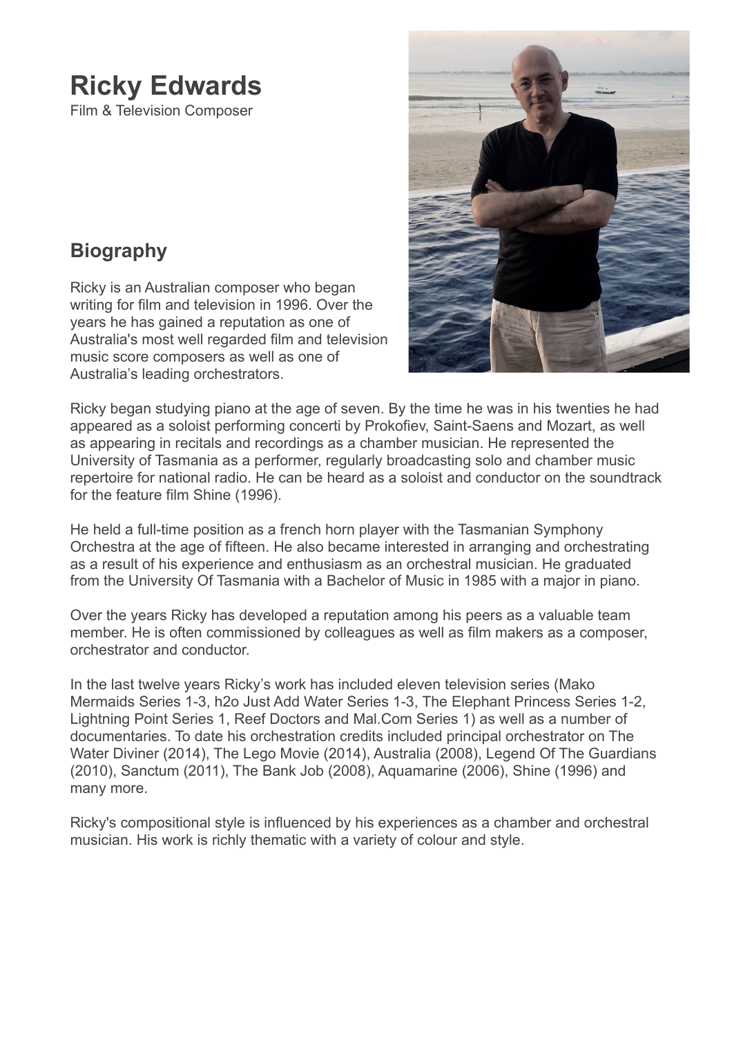# Ricky Edwards

Film & Television Composer

## Biography

Ricky is an Australian composer who began writing for film and television in 1996. Over the years he has gained a reputation as one of Australia's most well regarded film and television music score composers as well as one of Australia's leading orchestrators.

Ricky began studying piano at the age of seven. By the time he was in his twenties he had appeared as a soloist performing concerti by Prokofiev, Saint-Saens and Mozart, as well as appearing in recitals and recordings as a chamber musician. He represented the University of Tasmania as a performer, regularly broadcasting solo and chamber music repertoire for national radio. He can be heard as a soloist and conductor on the soundtrack for the feature film Shine (1996).

He held a full-time position as a french horn player with the Tasmanian Symphony Orchestra at the age of fifteen. He also became interested in arranging and orchestrating as a result of his experience and enthusiasm as an orchestral musician. He graduated from the University Of Tasmania with a Bachelor of Music in 1985 with a major in piano.

Over the years Ricky has developed a reputation among his peers as a valuable team member. He is often commissioned by colleagues as well as film makers as a composer, orchestrator and conductor.

In the last twelve years Ricky's work has included eleven television series (Mako Mermaids Series 1-3, h2o Just Add Water Series 1-3, The Elephant Princess Series 1-2, Lightning Point Series 1, Reef Doctors and Mal.Com Series 1) as well as a number of documentaries. To date his orchestration credits included principal orchestrator on The Water Diviner (2014), The Lego Movie (2014), Australia (2008), Legend Of The Guardians (2010), Sanctum (2011), The Bank Job (2008), Aquamarine (2006), Shine (1996) and many more.

Ricky's compositional style is influenced by his experiences as a chamber and orchestral musician. His work is richly thematic with a variety of colour and style.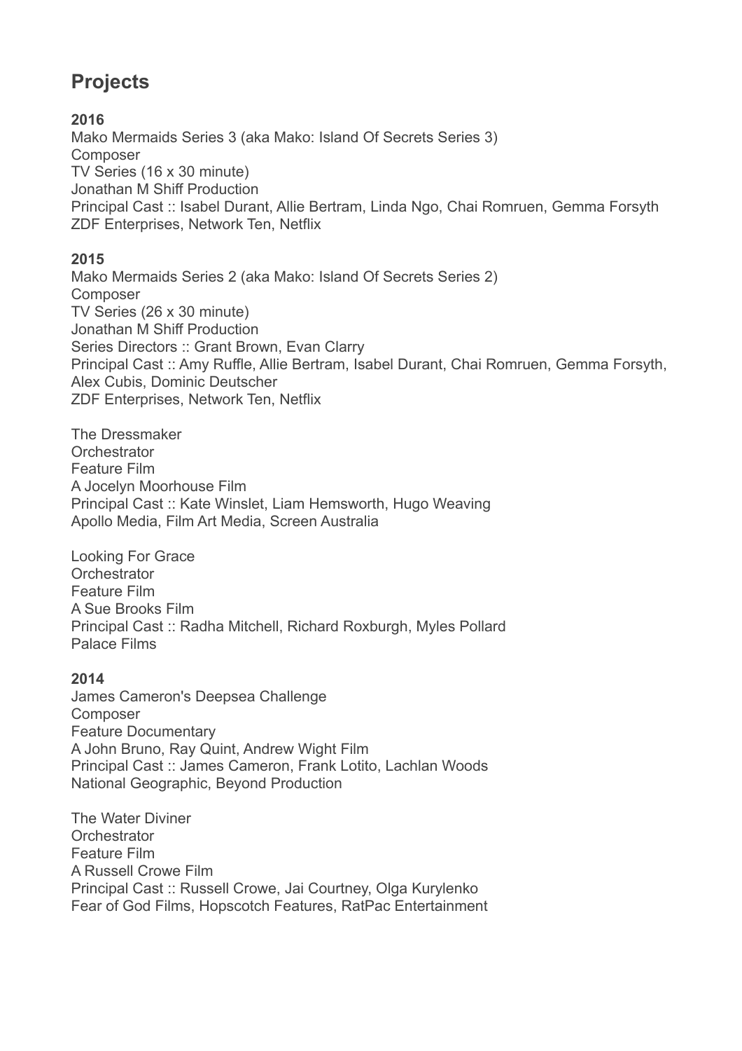## Projects

**2016**

Mako Mermaids Series 3 (aka Mako: Island Of Secrets Series 3)
Composer
TV Series (16 x 30 minute)
Jonathan M Shiff Production
Principal Cast :: Isabel Durant, Allie Bertram, Linda Ngo, Chai Romruen, Gemma Forsyth
ZDF Enterprises, Network Ten, Netflix

**2015**

Mako Mermaids Series 2 (aka Mako: Island Of Secrets Series 2)
Composer
TV Series (26 x 30 minute)
Jonathan M Shiff Production
Series Directors :: Grant Brown, Evan Clarry
Principal Cast :: Amy Ruffle, Allie Bertram, Isabel Durant, Chai Romruen, Gemma Forsyth, Alex Cubis, Dominic Deutscher
ZDF Enterprises, Network Ten, Netflix

The Dressmaker
Orchestrator
Feature Film
A Jocelyn Moorhouse Film
Principal Cast :: Kate Winslet, Liam Hemsworth, Hugo Weaving
Apollo Media, Film Art Media, Screen Australia

Looking For Grace
Orchestrator
Feature Film
A Sue Brooks Film
Principal Cast :: Radha Mitchell, Richard Roxburgh, Myles Pollard
Palace Films

**2014**

James Cameron's Deepsea Challenge
Composer
Feature Documentary
A John Bruno, Ray Quint, Andrew Wight Film
Principal Cast :: James Cameron, Frank Lotito, Lachlan Woods
National Geographic, Beyond Production

The Water Diviner
Orchestrator
Feature Film
A Russell Crowe Film
Principal Cast :: Russell Crowe, Jai Courtney, Olga Kurylenko
Fear of God Films, Hopscotch Features, RatPac Entertainment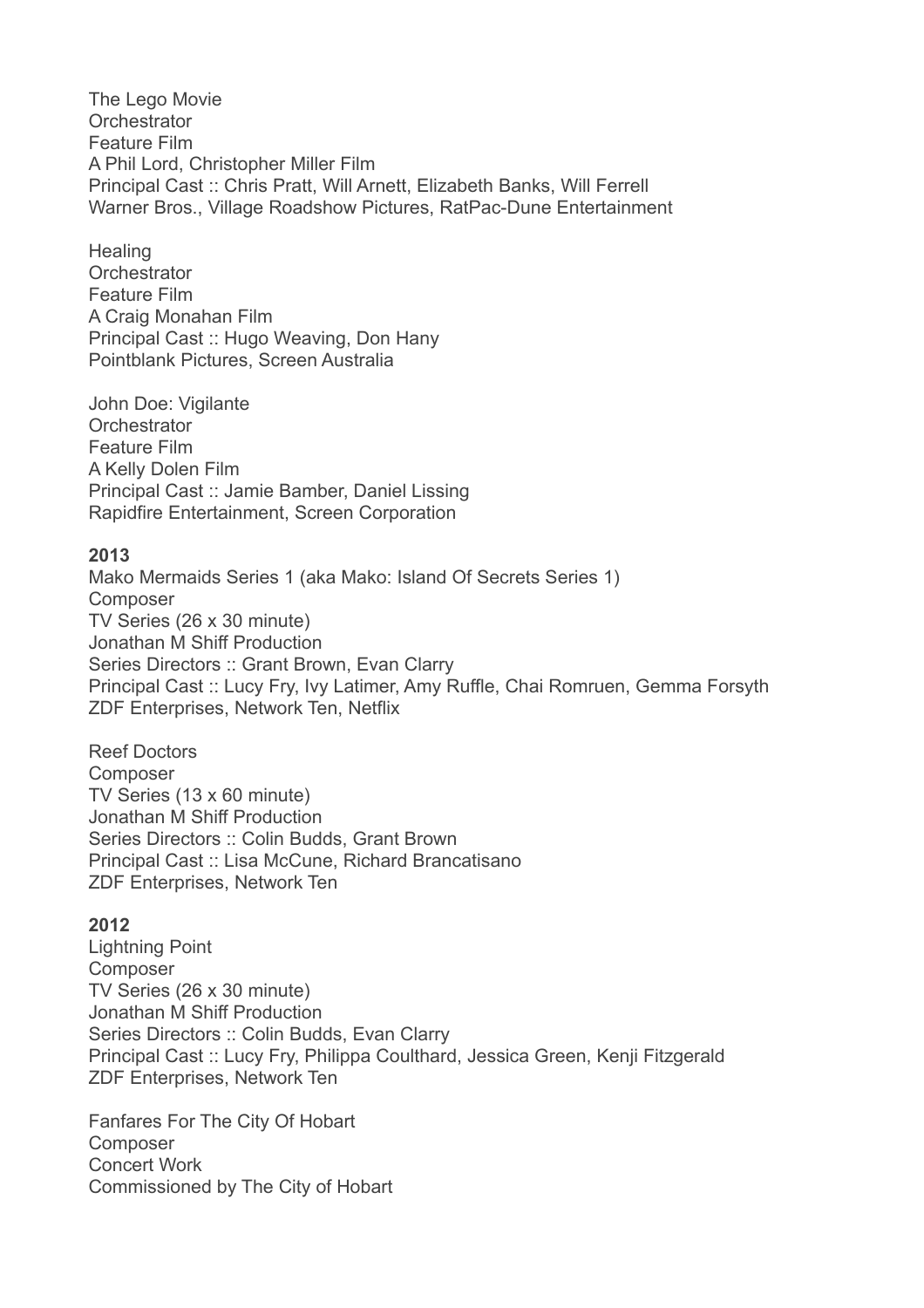The Lego Movie
Orchestrator
Feature Film
A Phil Lord, Christopher Miller Film
Principal Cast :: Chris Pratt, Will Arnett, Elizabeth Banks, Will Ferrell
Warner Bros., Village Roadshow Pictures, RatPac-Dune Entertainment

Healing
Orchestrator
Feature Film
A Craig Monahan Film
Principal Cast :: Hugo Weaving, Don Hany
Pointblank Pictures, Screen Australia

John Doe: Vigilante
Orchestrator
Feature Film
A Kelly Dolen Film
Principal Cast :: Jamie Bamber, Daniel Lissing
Rapidfire Entertainment, Screen Corporation

**2013**
Mako Mermaids Series 1 (aka Mako: Island Of Secrets Series 1)
Composer
TV Series (26 x 30 minute)
Jonathan M Shiff Production
Series Directors :: Grant Brown, Evan Clarry
Principal Cast :: Lucy Fry, Ivy Latimer, Amy Ruffle, Chai Romruen, Gemma Forsyth
ZDF Enterprises, Network Ten, Netflix

Reef Doctors
Composer
TV Series (13 x 60 minute)
Jonathan M Shiff Production
Series Directors :: Colin Budds, Grant Brown
Principal Cast :: Lisa McCune, Richard Brancatisano
ZDF Enterprises, Network Ten

**2012**
Lightning Point
Composer
TV Series (26 x 30 minute)
Jonathan M Shiff Production
Series Directors :: Colin Budds, Evan Clarry
Principal Cast :: Lucy Fry, Philippa Coulthard, Jessica Green, Kenji Fitzgerald
ZDF Enterprises, Network Ten

Fanfares For The City Of Hobart
Composer
Concert Work
Commissioned by The City of Hobart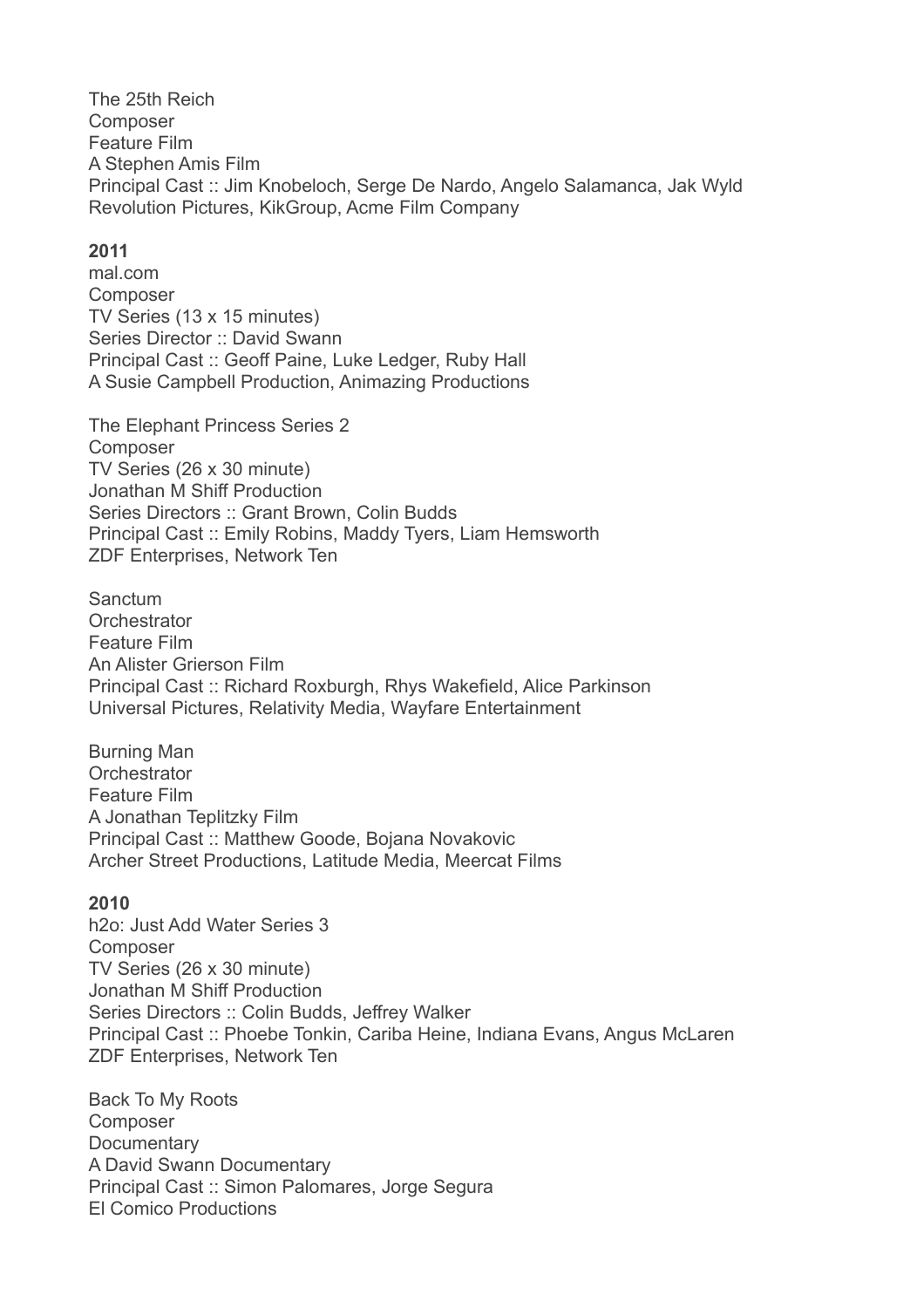The 25th Reich
Composer
Feature Film
A Stephen Amis Film
Principal Cast :: Jim Knobeloch, Serge De Nardo, Angelo Salamanca, Jak Wyld
Revolution Pictures, KikGroup, Acme Film Company

**2011**

mal.com
Composer
TV Series (13 x 15 minutes)
Series Director :: David Swann
Principal Cast :: Geoff Paine, Luke Ledger, Ruby Hall
A Susie Campbell Production, Animazing Productions

The Elephant Princess Series 2
Composer
TV Series (26 x 30 minute)
Jonathan M Shiff Production
Series Directors :: Grant Brown, Colin Budds
Principal Cast :: Emily Robins, Maddy Tyers, Liam Hemsworth
ZDF Enterprises, Network Ten

Sanctum
Orchestrator
Feature Film
An Alister Grierson Film
Principal Cast :: Richard Roxburgh, Rhys Wakefield, Alice Parkinson
Universal Pictures, Relativity Media, Wayfare Entertainment

Burning Man
Orchestrator
Feature Film
A Jonathan Teplitzky Film
Principal Cast :: Matthew Goode, Bojana Novakovic
Archer Street Productions, Latitude Media, Meercat Films

**2010**

h2o: Just Add Water Series 3
Composer
TV Series (26 x 30 minute)
Jonathan M Shiff Production
Series Directors :: Colin Budds, Jeffrey Walker
Principal Cast :: Phoebe Tonkin, Cariba Heine, Indiana Evans, Angus McLaren
ZDF Enterprises, Network Ten

Back To My Roots
Composer
Documentary
A David Swann Documentary
Principal Cast :: Simon Palomares, Jorge Segura
El Comico Productions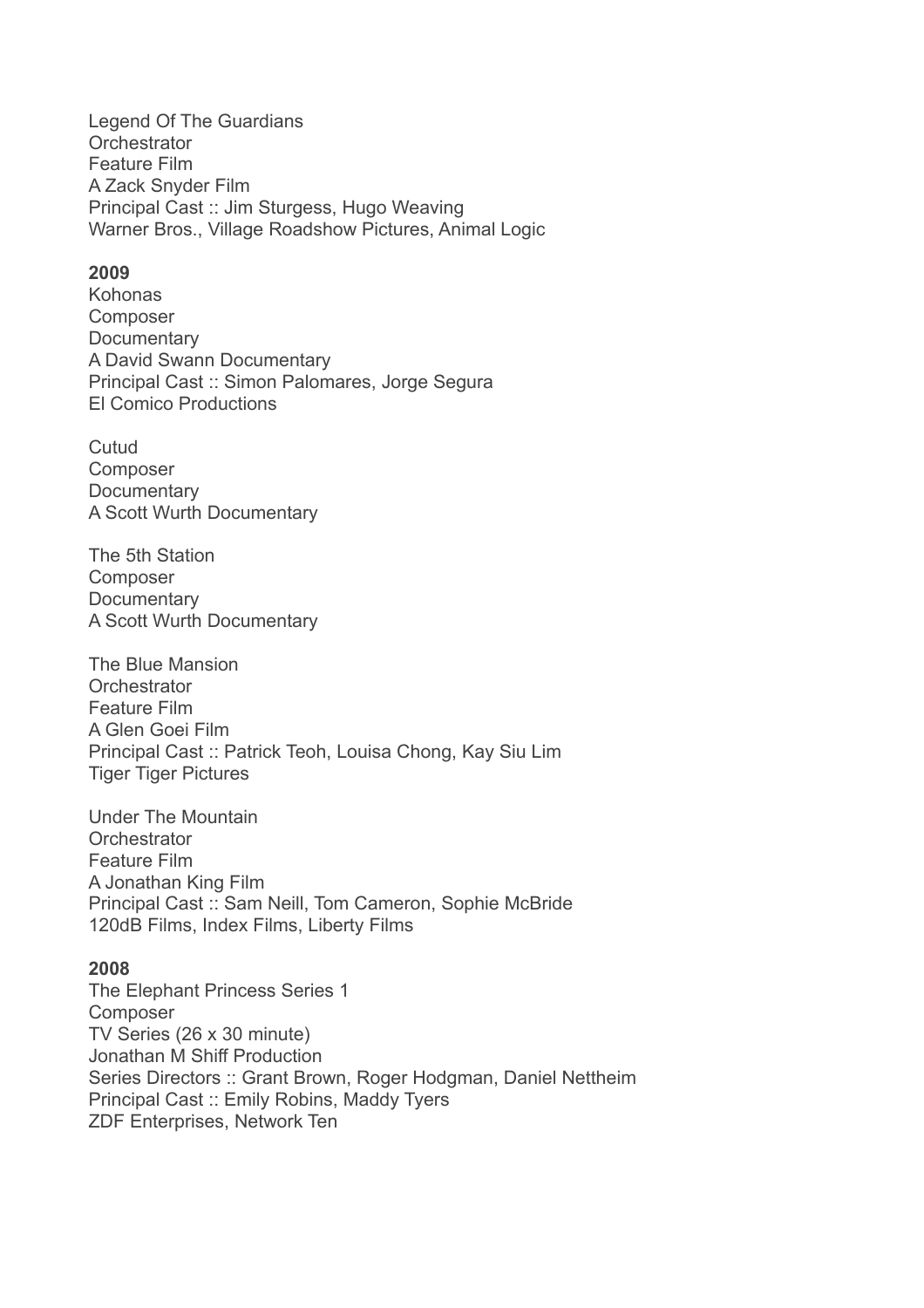Legend Of The Guardians
Orchestrator
Feature Film
A Zack Snyder Film
Principal Cast :: Jim Sturgess, Hugo Weaving
Warner Bros., Village Roadshow Pictures, Animal Logic

**2009**
Kohonas
Composer
Documentary
A David Swann Documentary
Principal Cast :: Simon Palomares, Jorge Segura
El Comico Productions

Cutud
Composer
Documentary
A Scott Wurth Documentary

The 5th Station
Composer
Documentary
A Scott Wurth Documentary

The Blue Mansion
Orchestrator
Feature Film
A Glen Goei Film
Principal Cast :: Patrick Teoh, Louisa Chong, Kay Siu Lim
Tiger Tiger Pictures

Under The Mountain
Orchestrator
Feature Film
A Jonathan King Film
Principal Cast :: Sam Neill, Tom Cameron, Sophie McBride
120dB Films, Index Films, Liberty Films

**2008**
The Elephant Princess Series 1
Composer
TV Series (26 x 30 minute)
Jonathan M Shiff Production
Series Directors :: Grant Brown, Roger Hodgman, Daniel Nettheim
Principal Cast :: Emily Robins, Maddy Tyers
ZDF Enterprises, Network Ten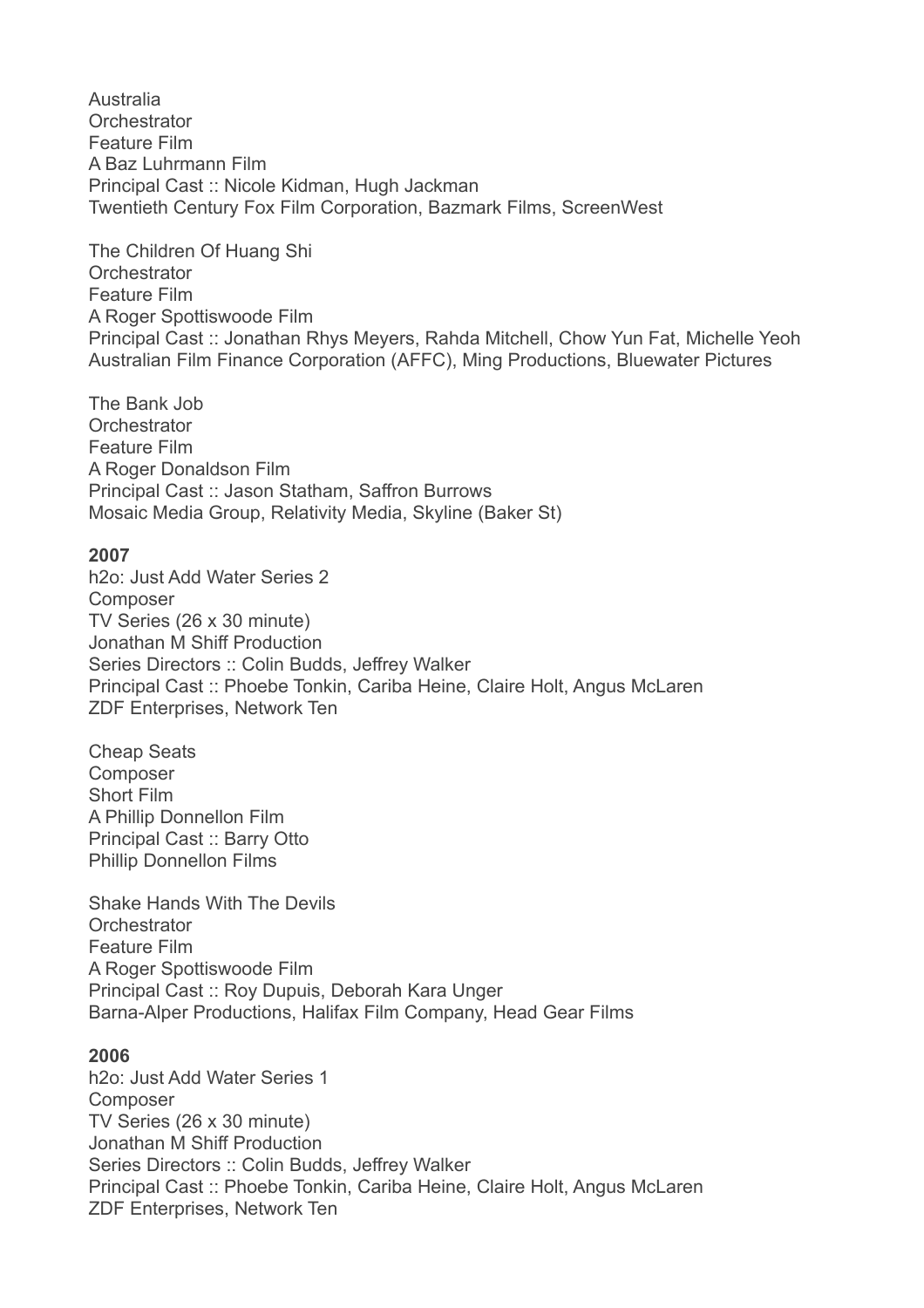Australia
Orchestrator
Feature Film
A Baz Luhrmann Film
Principal Cast :: Nicole Kidman, Hugh Jackman
Twentieth Century Fox Film Corporation, Bazmark Films, ScreenWest

The Children Of Huang Shi
Orchestrator
Feature Film
A Roger Spottiswoode Film
Principal Cast :: Jonathan Rhys Meyers, Rahda Mitchell, Chow Yun Fat, Michelle Yeoh
Australian Film Finance Corporation (AFFC), Ming Productions, Bluewater Pictures

The Bank Job
Orchestrator
Feature Film
A Roger Donaldson Film
Principal Cast :: Jason Statham, Saffron Burrows
Mosaic Media Group, Relativity Media, Skyline (Baker St)

**2007**
h2o: Just Add Water Series 2
Composer
TV Series (26 x 30 minute)
Jonathan M Shiff Production
Series Directors :: Colin Budds, Jeffrey Walker
Principal Cast :: Phoebe Tonkin, Cariba Heine, Claire Holt, Angus McLaren
ZDF Enterprises, Network Ten

Cheap Seats
Composer
Short Film
A Phillip Donnellon Film
Principal Cast :: Barry Otto
Phillip Donnellon Films

Shake Hands With The Devils
Orchestrator
Feature Film
A Roger Spottiswoode Film
Principal Cast :: Roy Dupuis, Deborah Kara Unger
Barna-Alper Productions, Halifax Film Company, Head Gear Films

**2006**
h2o: Just Add Water Series 1
Composer
TV Series (26 x 30 minute)
Jonathan M Shiff Production
Series Directors :: Colin Budds, Jeffrey Walker
Principal Cast :: Phoebe Tonkin, Cariba Heine, Claire Holt, Angus McLaren
ZDF Enterprises, Network Ten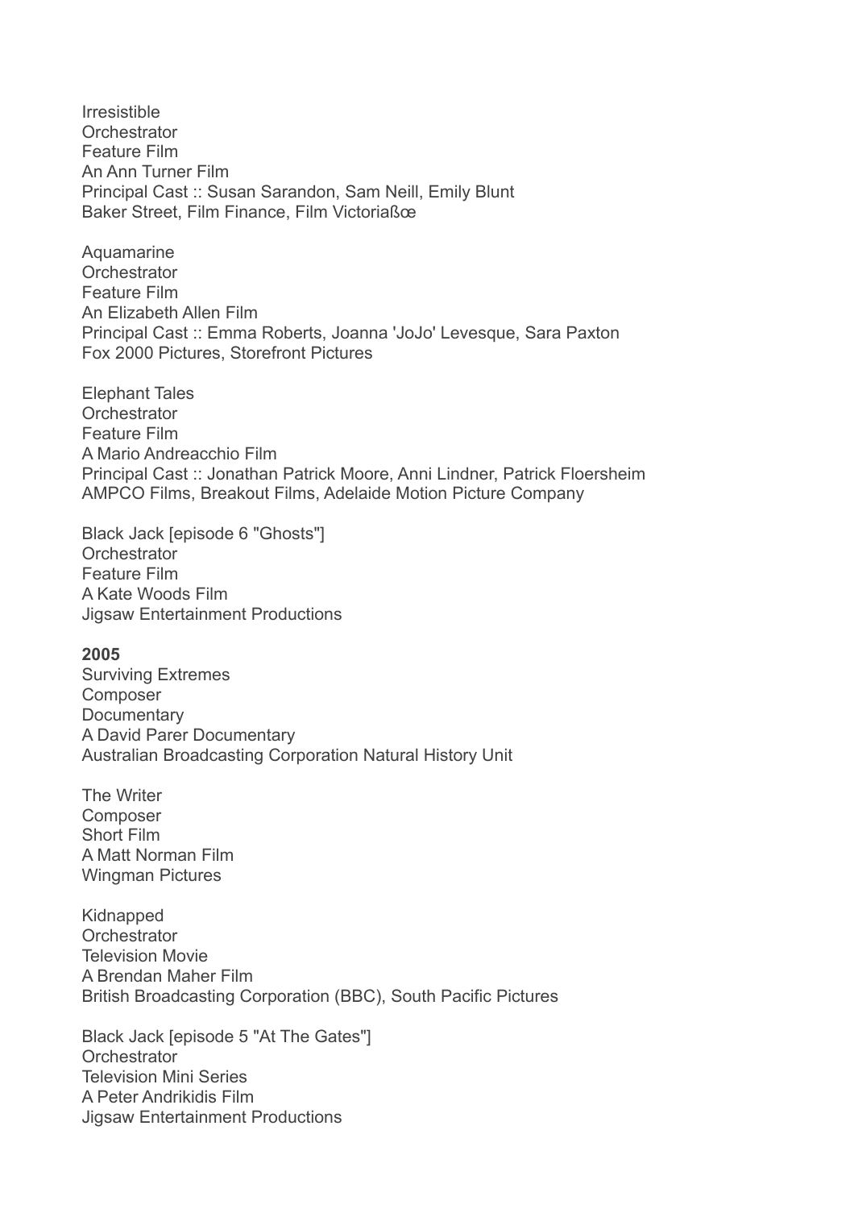Irresistible
Orchestrator
Feature Film
An Ann Turner Film
Principal Cast :: Susan Sarandon, Sam Neill, Emily Blunt
Baker Street, Film Finance, Film Victoriaßœ

Aquamarine
Orchestrator
Feature Film
An Elizabeth Allen Film
Principal Cast :: Emma Roberts, Joanna 'JoJo' Levesque, Sara Paxton
Fox 2000 Pictures, Storefront Pictures

Elephant Tales
Orchestrator
Feature Film
A Mario Andreacchio Film
Principal Cast :: Jonathan Patrick Moore, Anni Lindner, Patrick Floersheim
AMPCO Films, Breakout Films, Adelaide Motion Picture Company

Black Jack [episode 6 "Ghosts"]
Orchestrator
Feature Film
A Kate Woods Film
Jigsaw Entertainment Productions

**2005**
Surviving Extremes
Composer
Documentary
A David Parer Documentary
Australian Broadcasting Corporation Natural History Unit

The Writer
Composer
Short Film
A Matt Norman Film
Wingman Pictures

Kidnapped
Orchestrator
Television Movie
A Brendan Maher Film
British Broadcasting Corporation (BBC), South Pacific Pictures

Black Jack [episode 5 "At The Gates"]
Orchestrator
Television Mini Series
A Peter Andrikidis Film
Jigsaw Entertainment Productions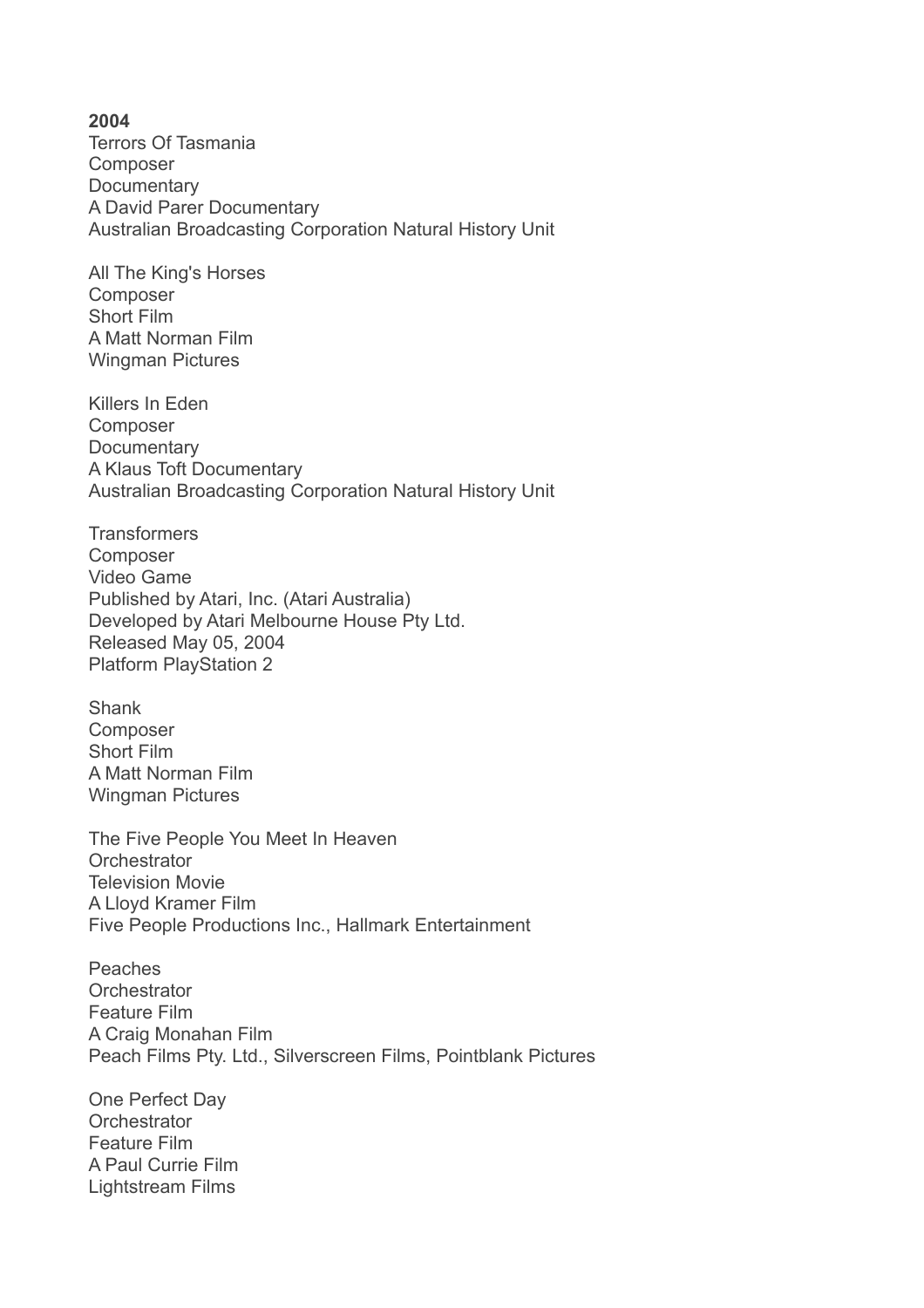**2004**

Terrors Of Tasmania
Composer
Documentary
A David Parer Documentary
Australian Broadcasting Corporation Natural History Unit

All The King's Horses
Composer
Short Film
A Matt Norman Film
Wingman Pictures

Killers In Eden
Composer
Documentary
A Klaus Toft Documentary
Australian Broadcasting Corporation Natural History Unit

Transformers
Composer
Video Game
Published by Atari, Inc. (Atari Australia)
Developed by Atari Melbourne House Pty Ltd.
Released May 05, 2004
Platform PlayStation 2

Shank
Composer
Short Film
A Matt Norman Film
Wingman Pictures

The Five People You Meet In Heaven
Orchestrator
Television Movie
A Lloyd Kramer Film
Five People Productions Inc., Hallmark Entertainment

Peaches
Orchestrator
Feature Film
A Craig Monahan Film
Peach Films Pty. Ltd., Silverscreen Films, Pointblank Pictures

One Perfect Day
Orchestrator
Feature Film
A Paul Currie Film
Lightstream Films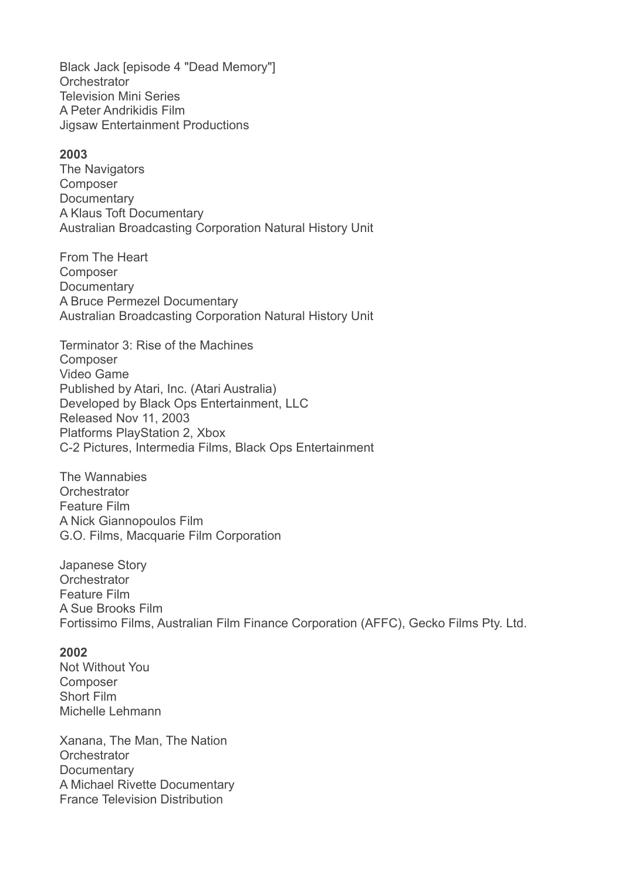Black Jack [episode 4 "Dead Memory"]
Orchestrator
Television Mini Series
A Peter Andrikidis Film
Jigsaw Entertainment Productions

**2003**
The Navigators
Composer
Documentary
A Klaus Toft Documentary
Australian Broadcasting Corporation Natural History Unit

From The Heart
Composer
Documentary
A Bruce Permezel Documentary
Australian Broadcasting Corporation Natural History Unit

Terminator 3: Rise of the Machines
Composer
Video Game
Published by Atari, Inc. (Atari Australia)
Developed by Black Ops Entertainment, LLC
Released Nov 11, 2003
Platforms PlayStation 2, Xbox
C-2 Pictures, Intermedia Films, Black Ops Entertainment

The Wannabies
Orchestrator
Feature Film
A Nick Giannopoulos Film
G.O. Films, Macquarie Film Corporation

Japanese Story
Orchestrator
Feature Film
A Sue Brooks Film
Fortissimo Films, Australian Film Finance Corporation (AFFC), Gecko Films Pty. Ltd.

**2002**
Not Without You
Composer
Short Film
Michelle Lehmann

Xanana, The Man, The Nation
Orchestrator
Documentary
A Michael Rivette Documentary
France Television Distribution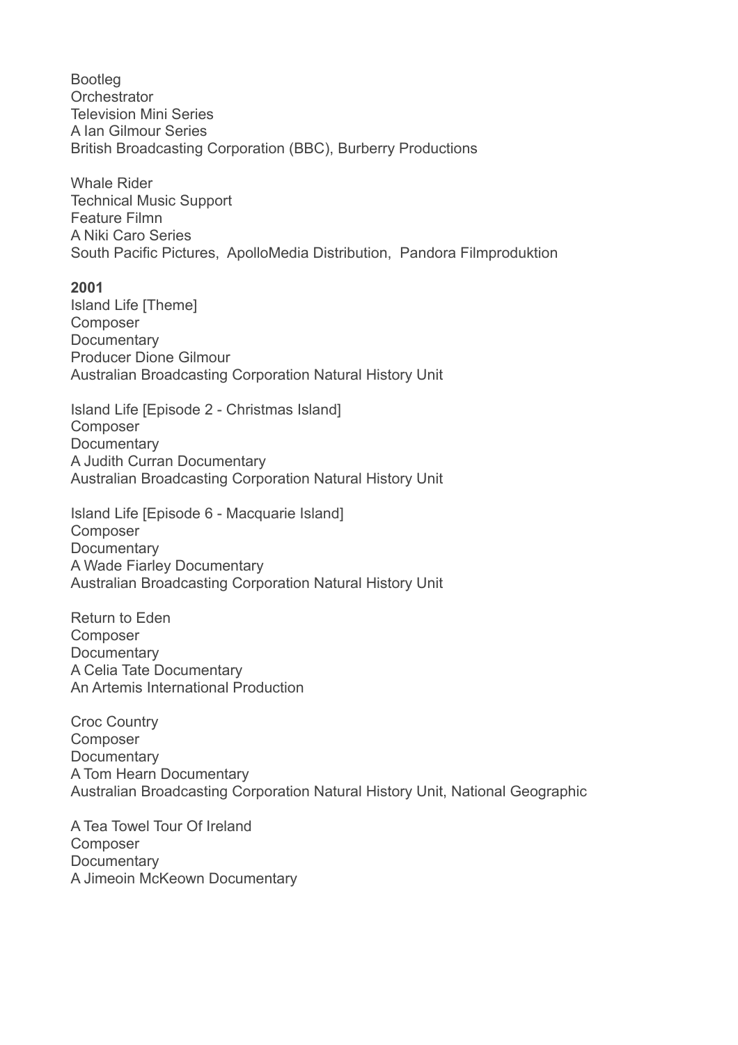Bootleg
Orchestrator
Television Mini Series
A Ian Gilmour Series
British Broadcasting Corporation (BBC), Burberry Productions

Whale Rider
Technical Music Support
Feature Filmn
A Niki Caro Series
South Pacific Pictures, ApolloMedia Distribution, Pandora Filmproduktion

**2001**
Island Life [Theme]
Composer
Documentary
Producer Dione Gilmour
Australian Broadcasting Corporation Natural History Unit

Island Life [Episode 2 - Christmas Island]
Composer
Documentary
A Judith Curran Documentary
Australian Broadcasting Corporation Natural History Unit

Island Life [Episode 6 - Macquarie Island]
Composer
Documentary
A Wade Fiarley Documentary
Australian Broadcasting Corporation Natural History Unit

Return to Eden
Composer
Documentary
A Celia Tate Documentary
An Artemis International Production

Croc Country
Composer
Documentary
A Tom Hearn Documentary
Australian Broadcasting Corporation Natural History Unit, National Geographic

A Tea Towel Tour Of Ireland
Composer
Documentary
A Jimeoin McKeown Documentary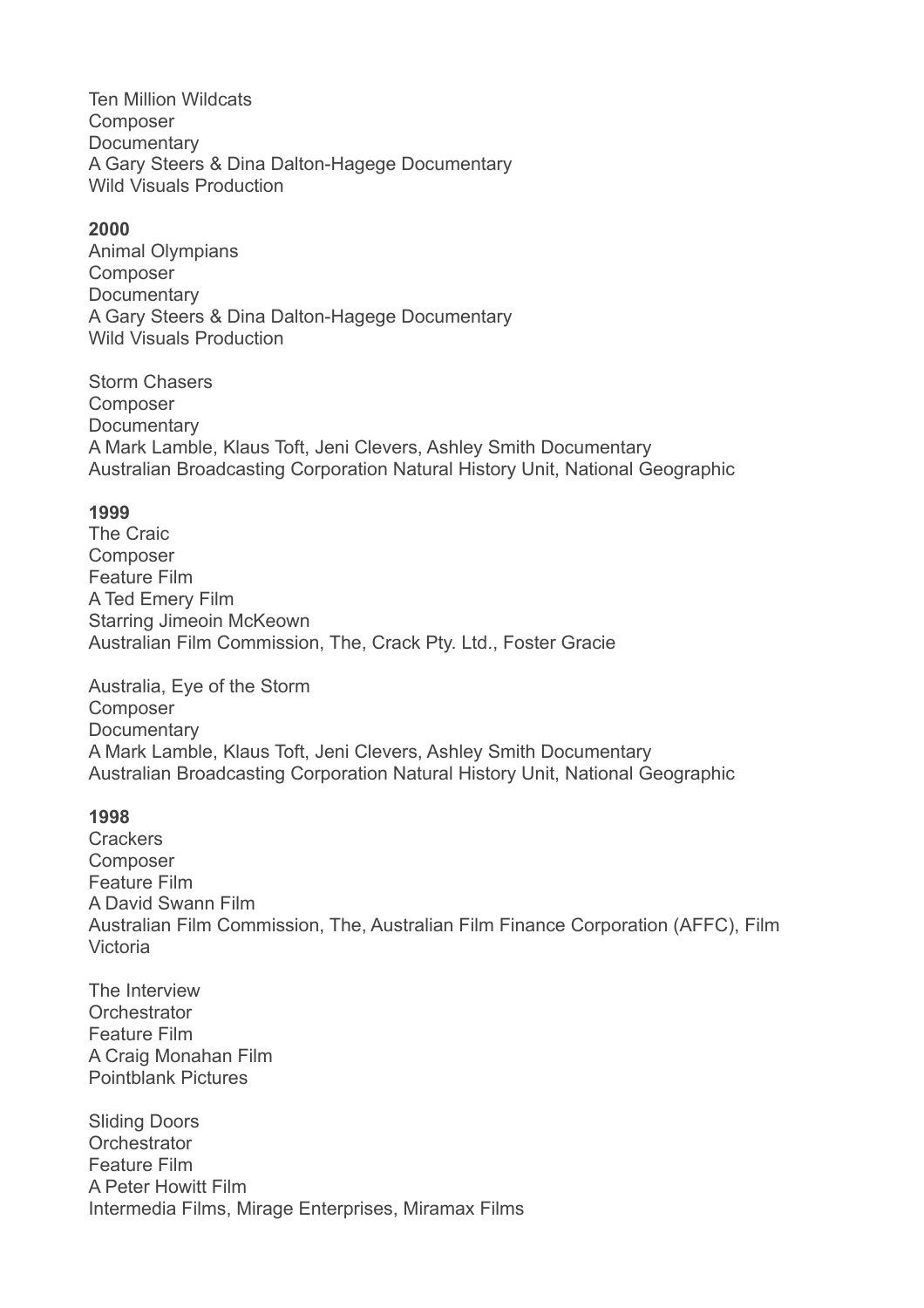Ten Million Wildcats
Composer
Documentary
A Gary Steers & Dina Dalton-Hagege Documentary
Wild Visuals Production

**2000**
Animal Olympians
Composer
Documentary
A Gary Steers & Dina Dalton-Hagege Documentary
Wild Visuals Production

Storm Chasers
Composer
Documentary
A Mark Lamble, Klaus Toft, Jeni Clevers, Ashley Smith Documentary
Australian Broadcasting Corporation Natural History Unit, National Geographic

**1999**
The Craic
Composer
Feature Film
A Ted Emery Film
Starring Jimeoin McKeown
Australian Film Commission, The, Crack Pty. Ltd., Foster Gracie

Australia, Eye of the Storm
Composer
Documentary
A Mark Lamble, Klaus Toft, Jeni Clevers, Ashley Smith Documentary
Australian Broadcasting Corporation Natural History Unit, National Geographic

**1998**
Crackers
Composer
Feature Film
A David Swann Film
Australian Film Commission, The, Australian Film Finance Corporation (AFFC), Film Victoria

The Interview
Orchestrator
Feature Film
A Craig Monahan Film
Pointblank Pictures

Sliding Doors
Orchestrator
Feature Film
A Peter Howitt Film
Intermedia Films, Mirage Enterprises, Miramax Films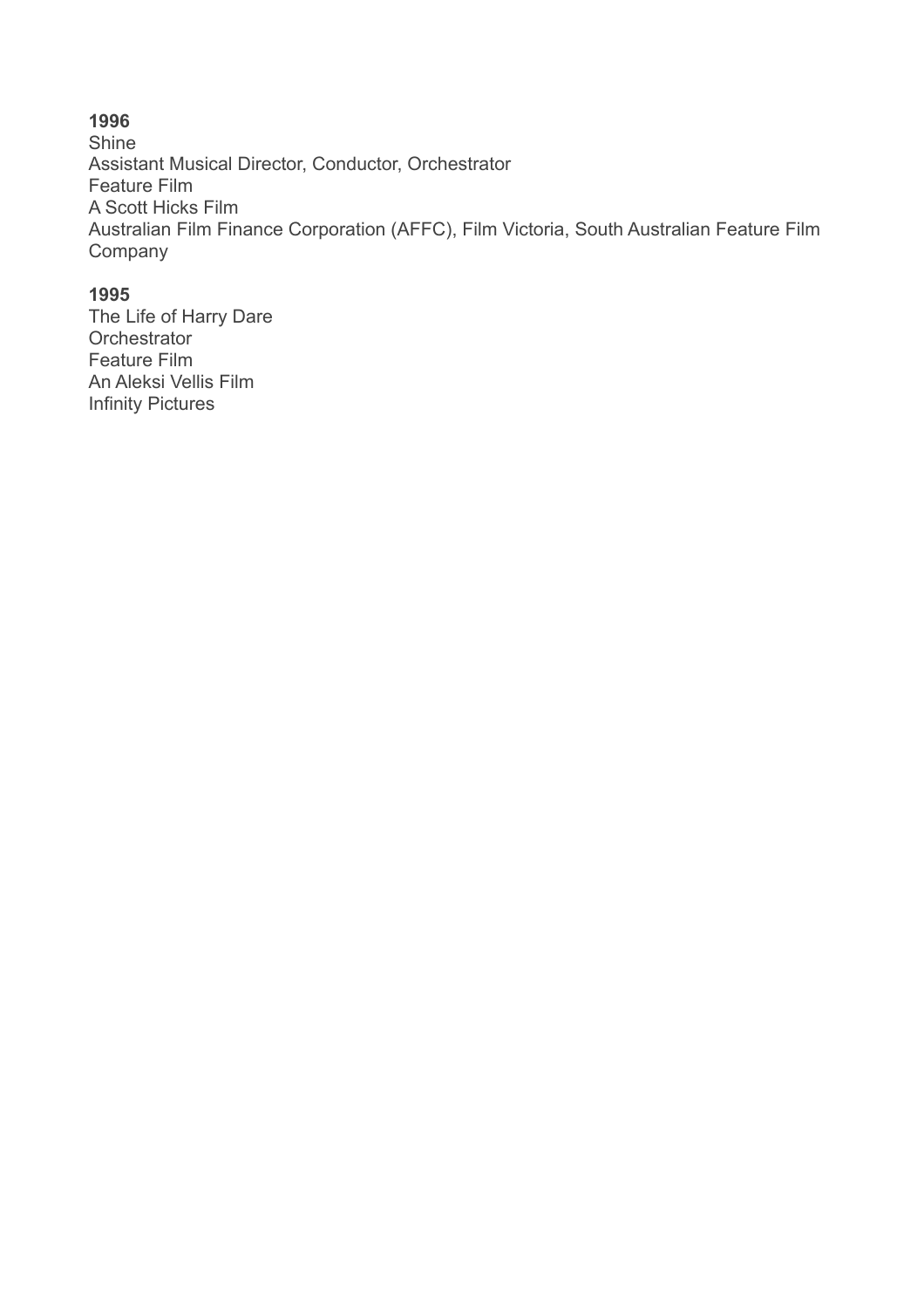**1996**
Shine
Assistant Musical Director, Conductor, Orchestrator
Feature Film
A Scott Hicks Film
Australian Film Finance Corporation (AFFC), Film Victoria, South Australian Feature Film Company

**1995**
The Life of Harry Dare
Orchestrator
Feature Film
An Aleksi Vellis Film
Infinity Pictures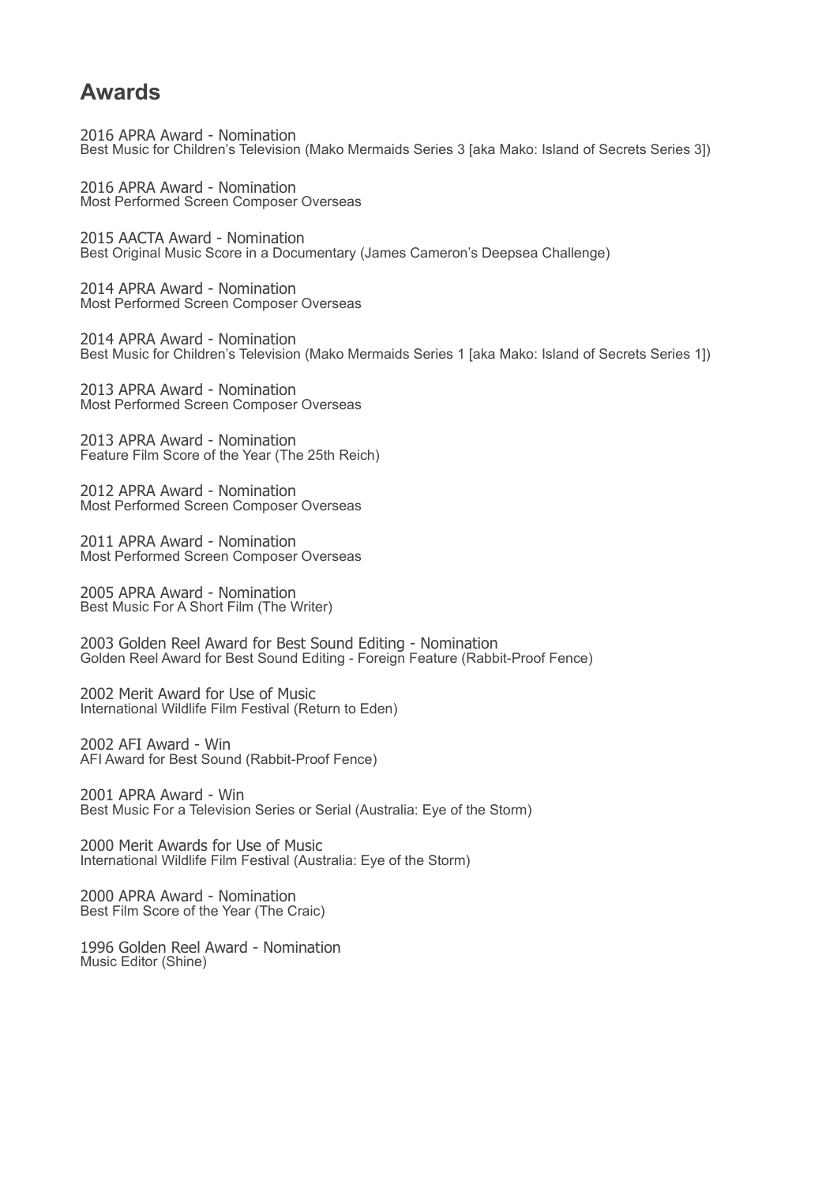## Awards

2016 APRA Award - Nomination
Best Music for Children's Television (Mako Mermaids Series 3 [aka Mako: Island of Secrets Series 3])

2016 APRA Award - Nomination
Most Performed Screen Composer Overseas

2015 AACTA Award - Nomination
Best Original Music Score in a Documentary (James Cameron's Deepsea Challenge)

2014 APRA Award - Nomination
Most Performed Screen Composer Overseas

2014 APRA Award - Nomination
Best Music for Children's Television (Mako Mermaids Series 1 [aka Mako: Island of Secrets Series 1])

2013 APRA Award - Nomination
Most Performed Screen Composer Overseas

2013 APRA Award - Nomination
Feature Film Score of the Year (The 25th Reich)

2012 APRA Award - Nomination
Most Performed Screen Composer Overseas

2011 APRA Award - Nomination
Most Performed Screen Composer Overseas

2005 APRA Award - Nomination
Best Music For A Short Film (The Writer)

2003 Golden Reel Award for Best Sound Editing - Nomination
Golden Reel Award for Best Sound Editing - Foreign Feature (Rabbit-Proof Fence)

2002 Merit Award for Use of Music
International Wildlife Film Festival (Return to Eden)

2002 AFI Award - Win
AFI Award for Best Sound (Rabbit-Proof Fence)

2001 APRA Award - Win
Best Music For a Television Series or Serial (Australia: Eye of the Storm)

2000 Merit Awards for Use of Music
International Wildlife Film Festival (Australia: Eye of the Storm)

2000 APRA Award - Nomination
Best Film Score of the Year (The Craic)

1996 Golden Reel Award - Nomination
Music Editor (Shine)